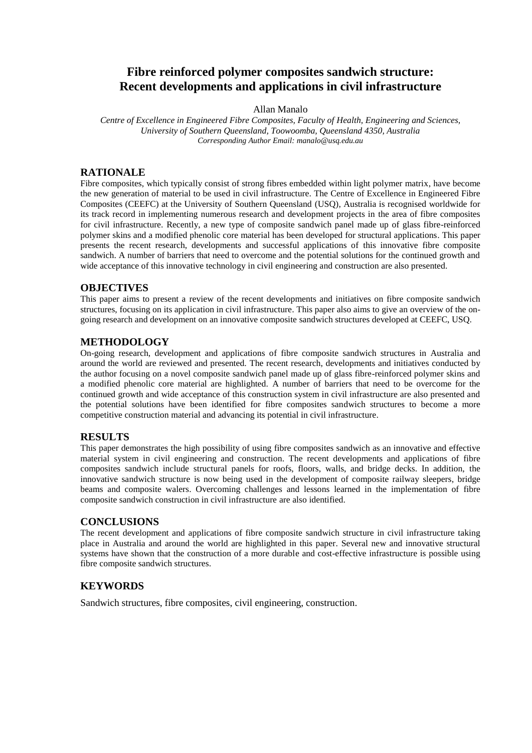# Fibre reinforced polymer composites sandwich structure: Recent developments and applications in civil infrastructure

Allan Manalo

*Centre of Excellence in Engineered Fibre Composites, Faculty of Health, Engineering and Sciences, University of Southern Queensland, Toowoomba, Queensland 4350, Australia*
*Corresponding Author Email: manalo@usq.edu.au*

## RATIONALE

Fibre composites, which typically consist of strong fibres embedded within light polymer matrix, have become the new generation of material to be used in civil infrastructure. The Centre of Excellence in Engineered Fibre Composites (CEEFC) at the University of Southern Queensland (USQ), Australia is recognised worldwide for its track record in implementing numerous research and development projects in the area of fibre composites for civil infrastructure. Recently, a new type of composite sandwich panel made up of glass fibre-reinforced polymer skins and a modified phenolic core material has been developed for structural applications. This paper presents the recent research, developments and successful applications of this innovative fibre composite sandwich. A number of barriers that need to overcome and the potential solutions for the continued growth and wide acceptance of this innovative technology in civil engineering and construction are also presented.

## OBJECTIVES

This paper aims to present a review of the recent developments and initiatives on fibre composite sandwich structures, focusing on its application in civil infrastructure. This paper also aims to give an overview of the on-going research and development on an innovative composite sandwich structures developed at CEEFC, USQ.

## METHODOLOGY

On-going research, development and applications of fibre composite sandwich structures in Australia and around the world are reviewed and presented. The recent research, developments and initiatives conducted by the author focusing on a novel composite sandwich panel made up of glass fibre-reinforced polymer skins and a modified phenolic core material are highlighted. A number of barriers that need to be overcome for the continued growth and wide acceptance of this construction system in civil infrastructure are also presented and the potential solutions have been identified for fibre composites sandwich structures to become a more competitive construction material and advancing its potential in civil infrastructure.

## RESULTS

This paper demonstrates the high possibility of using fibre composites sandwich as an innovative and effective material system in civil engineering and construction. The recent developments and applications of fibre composites sandwich include structural panels for roofs, floors, walls, and bridge decks. In addition, the innovative sandwich structure is now being used in the development of composite railway sleepers, bridge beams and composite walers. Overcoming challenges and lessons learned in the implementation of fibre composite sandwich construction in civil infrastructure are also identified.

## CONCLUSIONS

The recent development and applications of fibre composite sandwich structure in civil infrastructure taking place in Australia and around the world are highlighted in this paper. Several new and innovative structural systems have shown that the construction of a more durable and cost-effective infrastructure is possible using fibre composite sandwich structures.

## KEYWORDS

Sandwich structures, fibre composites, civil engineering, construction.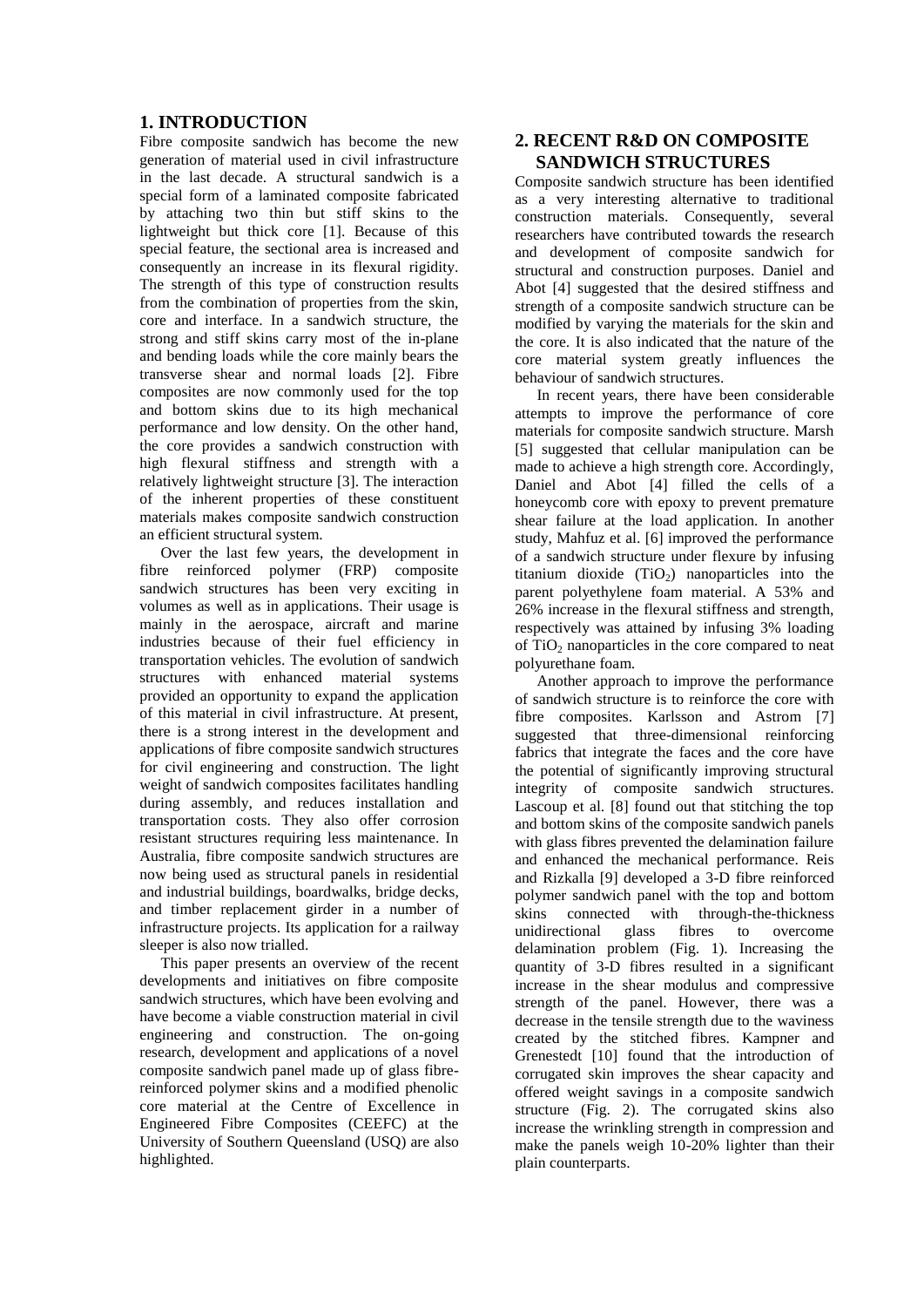## 1. INTRODUCTION

Fibre composite sandwich has become the new generation of material used in civil infrastructure in the last decade. A structural sandwich is a special form of a laminated composite fabricated by attaching two thin but stiff skins to the lightweight but thick core [1]. Because of this special feature, the sectional area is increased and consequently an increase in its flexural rigidity. The strength of this type of construction results from the combination of properties from the skin, core and interface. In a sandwich structure, the strong and stiff skins carry most of the in-plane and bending loads while the core mainly bears the transverse shear and normal loads [2]. Fibre composites are now commonly used for the top and bottom skins due to its high mechanical performance and low density. On the other hand, the core provides a sandwich construction with high flexural stiffness and strength with a relatively lightweight structure [3]. The interaction of the inherent properties of these constituent materials makes composite sandwich construction an efficient structural system.

Over the last few years, the development in fibre reinforced polymer (FRP) composite sandwich structures has been very exciting in volumes as well as in applications. Their usage is mainly in the aerospace, aircraft and marine industries because of their fuel efficiency in transportation vehicles. The evolution of sandwich structures with enhanced material systems provided an opportunity to expand the application of this material in civil infrastructure. At present, there is a strong interest in the development and applications of fibre composite sandwich structures for civil engineering and construction. The light weight of sandwich composites facilitates handling during assembly, and reduces installation and transportation costs. They also offer corrosion resistant structures requiring less maintenance. In Australia, fibre composite sandwich structures are now being used as structural panels in residential and industrial buildings, boardwalks, bridge decks, and timber replacement girder in a number of infrastructure projects. Its application for a railway sleeper is also now trialled.

This paper presents an overview of the recent developments and initiatives on fibre composite sandwich structures, which have been evolving and have become a viable construction material in civil engineering and construction. The on-going research, development and applications of a novel composite sandwich panel made up of glass fibre-reinforced polymer skins and a modified phenolic core material at the Centre of Excellence in Engineered Fibre Composites (CEEFC) at the University of Southern Queensland (USQ) are also highlighted.

## 2. RECENT R&D ON COMPOSITE SANDWICH STRUCTURES

Composite sandwich structure has been identified as a very interesting alternative to traditional construction materials. Consequently, several researchers have contributed towards the research and development of composite sandwich for structural and construction purposes. Daniel and Abot [4] suggested that the desired stiffness and strength of a composite sandwich structure can be modified by varying the materials for the skin and the core. It is also indicated that the nature of the core material system greatly influences the behaviour of sandwich structures.

In recent years, there have been considerable attempts to improve the performance of core materials for composite sandwich structure. Marsh [5] suggested that cellular manipulation can be made to achieve a high strength core. Accordingly, Daniel and Abot [4] filled the cells of a honeycomb core with epoxy to prevent premature shear failure at the load application. In another study, Mahfuz et al. [6] improved the performance of a sandwich structure under flexure by infusing titanium dioxide ($TiO_2$) nanoparticles into the parent polyethylene foam material. A 53% and 26% increase in the flexural stiffness and strength, respectively was attained by infusing 3% loading of $TiO_2$ nanoparticles in the core compared to neat polyurethane foam.

Another approach to improve the performance of sandwich structure is to reinforce the core with fibre composites. Karlsson and Astrom [7] suggested that three-dimensional reinforcing fabrics that integrate the faces and the core have the potential of significantly improving structural integrity of composite sandwich structures. Lascoup et al. [8] found out that stitching the top and bottom skins of the composite sandwich panels with glass fibres prevented the delamination failure and enhanced the mechanical performance. Reis and Rizkalla [9] developed a 3-D fibre reinforced polymer sandwich panel with the top and bottom skins connected with through-the-thickness unidirectional glass fibres to overcome delamination problem (Fig. 1). Increasing the quantity of 3-D fibres resulted in a significant increase in the shear modulus and compressive strength of the panel. However, there was a decrease in the tensile strength due to the waviness created by the stitched fibres. Kampner and Grenestedt [10] found that the introduction of corrugated skin improves the shear capacity and offered weight savings in a composite sandwich structure (Fig. 2). The corrugated skins also increase the wrinkling strength in compression and make the panels weigh 10-20% lighter than their plain counterparts.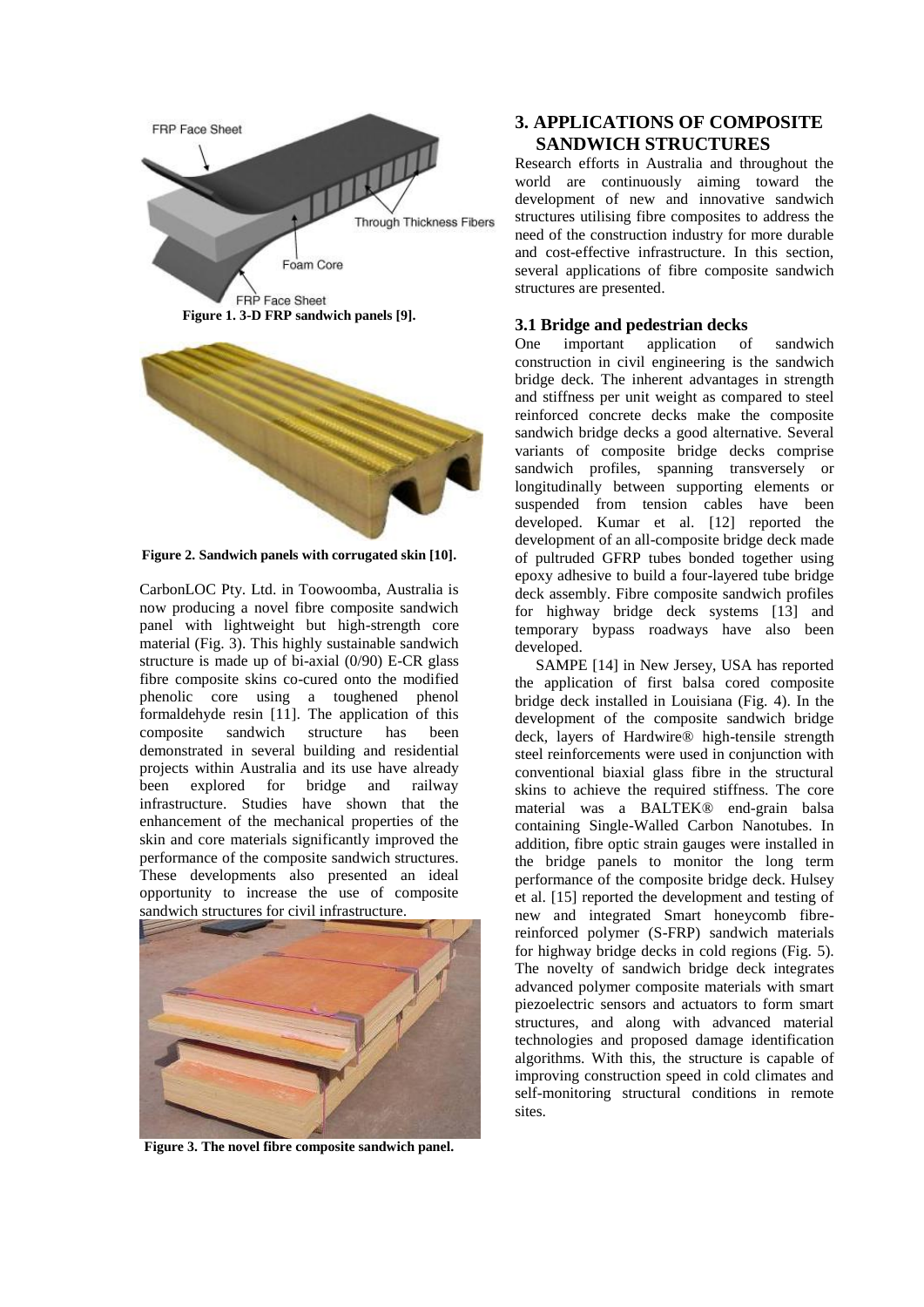Figure 1. 3-D FRP sandwich panels [9].

Figure 2. Sandwich panels with corrugated skin [10].

CarbonLOC Pty. Ltd. in Toowoomba, Australia is now producing a novel fibre composite sandwich panel with lightweight but high-strength core material (Fig. 3). This highly sustainable sandwich structure is made up of bi-axial (0/90) E-CR glass fibre composite skins co-cured onto the modified phenolic core using a toughened phenol formaldehyde resin [11]. The application of this composite sandwich structure has been demonstrated in several building and residential projects within Australia and its use have already been explored for bridge and railway infrastructure. Studies have shown that the enhancement of the mechanical properties of the skin and core materials significantly improved the performance of the composite sandwich structures. These developments also presented an ideal opportunity to increase the use of composite sandwich structures for civil infrastructure.

Figure 3. The novel fibre composite sandwich panel.

## 3. APPLICATIONS OF COMPOSITE SANDWICH STRUCTURES

Research efforts in Australia and throughout the world are continuously aiming toward the development of new and innovative sandwich structures utilising fibre composites to address the need of the construction industry for more durable and cost-effective infrastructure. In this section, several applications of fibre composite sandwich structures are presented.

### 3.1 Bridge and pedestrian decks

One important application of sandwich construction in civil engineering is the sandwich bridge deck. The inherent advantages in strength and stiffness per unit weight as compared to steel reinforced concrete decks make the composite sandwich bridge decks a good alternative. Several variants of composite bridge decks comprise sandwich profiles, spanning transversely or longitudinally between supporting elements or suspended from tension cables have been developed. Kumar et al. [12] reported the development of an all-composite bridge deck made of pultruded GFRP tubes bonded together using epoxy adhesive to build a four-layered tube bridge deck assembly. Fibre composite sandwich profiles for highway bridge deck systems [13] and temporary bypass roadways have also been developed.

SAMPE [14] in New Jersey, USA has reported the application of first balsa cored composite bridge deck installed in Louisiana (Fig. 4). In the development of the composite sandwich bridge deck, layers of Hardwire® high-tensile strength steel reinforcements were used in conjunction with conventional biaxial glass fibre in the structural skins to achieve the required stiffness. The core material was a BALTEK® end-grain balsa containing Single-Walled Carbon Nanotubes. In addition, fibre optic strain gauges were installed in the bridge panels to monitor the long term performance of the composite bridge deck. Hulsey et al. [15] reported the development and testing of new and integrated Smart honeycomb fibre-reinforced polymer (S-FRP) sandwich materials for highway bridge decks in cold regions (Fig. 5). The novelty of sandwich bridge deck integrates advanced polymer composite materials with smart piezoelectric sensors and actuators to form smart structures, and along with advanced material technologies and proposed damage identification algorithms. With this, the structure is capable of improving construction speed in cold climates and self-monitoring structural conditions in remote sites.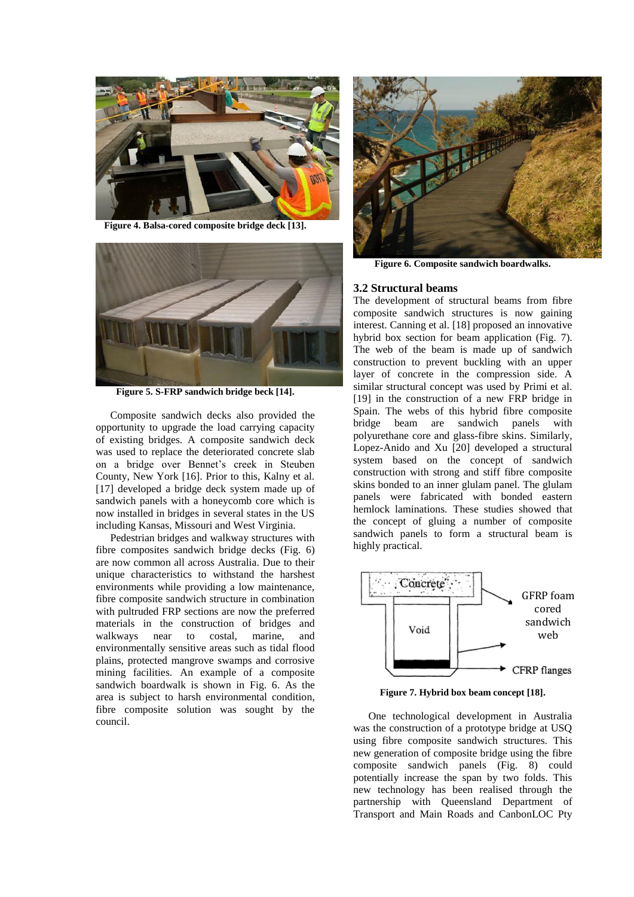Figure 4. Balsa-cored composite bridge deck [13].

Figure 5. S-FRP sandwich bridge beck [14].

Composite sandwich decks also provided the opportunity to upgrade the load carrying capacity of existing bridges. A composite sandwich deck was used to replace the deteriorated concrete slab on a bridge over Bennet's creek in Steuben County, New York [16]. Prior to this, Kalny et al. [17] developed a bridge deck system made up of sandwich panels with a honeycomb core which is now installed in bridges in several states in the US including Kansas, Missouri and West Virginia.

Pedestrian bridges and walkway structures with fibre composites sandwich bridge decks (Fig. 6) are now common all across Australia. Due to their unique characteristics to withstand the harshest environments while providing a low maintenance, fibre composite sandwich structure in combination with pultruded FRP sections are now the preferred materials in the construction of bridges and walkways near to costal, marine, and environmentally sensitive areas such as tidal flood plains, protected mangrove swamps and corrosive mining facilities. An example of a composite sandwich boardwalk is shown in Fig. 6. As the area is subject to harsh environmental condition, fibre composite solution was sought by the council.

Figure 6. Composite sandwich boardwalks.

### 3.2 Structural beams

The development of structural beams from fibre composite sandwich structures is now gaining interest. Canning et al. [18] proposed an innovative hybrid box section for beam application (Fig. 7). The web of the beam is made up of sandwich construction to prevent buckling with an upper layer of concrete in the compression side. A similar structural concept was used by Primi et al. [19] in the construction of a new FRP bridge in Spain. The webs of this hybrid fibre composite bridge beam are sandwich panels with polyurethane core and glass-fibre skins. Similarly, Lopez-Anido and Xu [20] developed a structural system based on the concept of sandwich construction with strong and stiff fibre composite skins bonded to an inner glulam panel. The glulam panels were fabricated with bonded eastern hemlock laminations. These studies showed that the concept of gluing a number of composite sandwich panels to form a structural beam is highly practical.

Concrete

Void

GFRP foam cored sandwich web

CFRP flanges

Figure 7. Hybrid box beam concept [18].

One technological development in Australia was the construction of a prototype bridge at USQ using fibre composite sandwich structures. This new generation of composite bridge using the fibre composite sandwich panels (Fig. 8) could potentially increase the span by two folds. This new technology has been realised through the partnership with Queensland Department of Transport and Main Roads and CanbonLOC Pty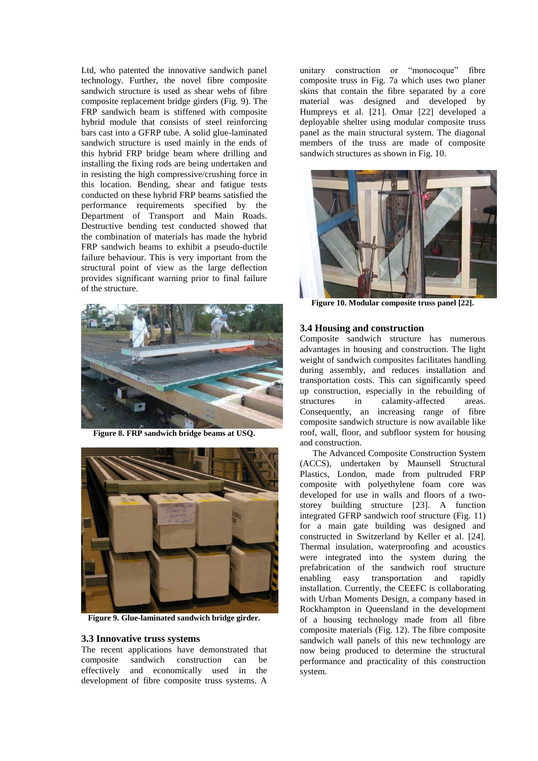Ltd, who patented the innovative sandwich panel technology. Further, the novel fibre composite sandwich structure is used as shear webs of fibre composite replacement bridge girders (Fig. 9). The FRP sandwich beam is stiffened with composite hybrid module that consists of steel reinforcing bars cast into a GFRP tube. A solid glue-laminated sandwich structure is used mainly in the ends of this hybrid FRP bridge beam where drilling and installing the fixing rods are being undertaken and in resisting the high compressive/crushing force in this location. Bending, shear and fatigue tests conducted on these hybrid FRP beams satisfied the performance requirements specified by the Department of Transport and Main Roads. Destructive bending test conducted showed that the combination of materials has made the hybrid FRP sandwich beams to exhibit a pseudo-ductile failure behaviour. This is very important from the structural point of view as the large deflection provides significant warning prior to final failure of the structure.

**Figure 8. FRP sandwich bridge beams at USQ.**

**Figure 9. Glue-laminated sandwich bridge girder.**

### 3.3 Innovative truss systems

The recent applications have demonstrated that composite sandwich construction can be effectively and economically used in the development of fibre composite truss systems. A unitary construction or "monocoque" fibre composite truss in Fig. 7a which uses two planer skins that contain the fibre separated by a core material was designed and developed by Humpreys et al. [21]. Omar [22] developed a deployable shelter using modular composite truss panel as the main structural system. The diagonal members of the truss are made of composite sandwich structures as shown in Fig. 10.

**Figure 10. Modular composite truss panel [22].**

### 3.4 Housing and construction

Composite sandwich structure has numerous advantages in housing and construction. The light weight of sandwich composites facilitates handling during assembly, and reduces installation and transportation costs. This can significantly speed up construction, especially in the rebuilding of structures in calamity-affected areas. Consequently, an increasing range of fibre composite sandwich structure is now available like roof, wall, floor, and subfloor system for housing and construction.

The Advanced Composite Construction System (ACCS), undertaken by Maunsell Structural Plastics, London, made from pultruded FRP composite with polyethylene foam core was developed for use in walls and floors of a two-storey building structure [23]. A function integrated GFRP sandwich roof structure (Fig. 11) for a main gate building was designed and constructed in Switzerland by Keller et al. [24]. Thermal insulation, waterproofing and acoustics were integrated into the system during the prefabrication of the sandwich roof structure enabling easy transportation and rapidly installation. Currently, the CEEFC is collaborating with Urban Moments Design, a company based in Rockhampton in Queensland in the development of a housing technology made from all fibre composite materials (Fig. 12). The fibre composite sandwich wall panels of this new technology are now being produced to determine the structural performance and practicality of this construction system.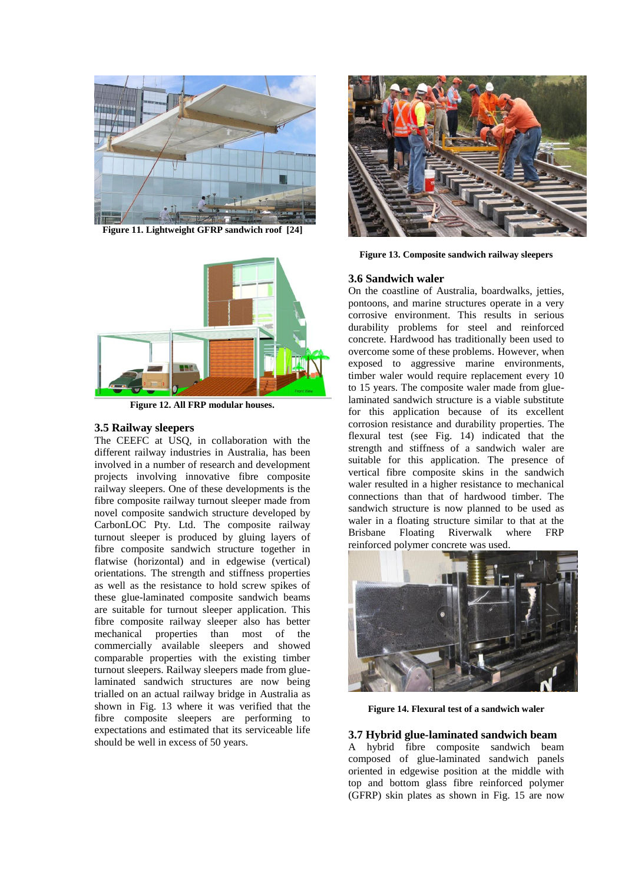Figure 11. Lightweight GFRP sandwich roof [24]

Figure 12. All FRP modular houses.

### 3.5 Railway sleepers

The CEEFC at USQ, in collaboration with the different railway industries in Australia, has been involved in a number of research and development projects involving innovative fibre composite railway sleepers. One of these developments is the fibre composite railway turnout sleeper made from novel composite sandwich structure developed by CarbonLOC Pty. Ltd. The composite railway turnout sleeper is produced by gluing layers of fibre composite sandwich structure together in flatwise (horizontal) and in edgewise (vertical) orientations. The strength and stiffness properties as well as the resistance to hold screw spikes of these glue-laminated composite sandwich beams are suitable for turnout sleeper application. This fibre composite railway sleeper also has better mechanical properties than most of the commercially available sleepers and showed comparable properties with the existing timber turnout sleepers. Railway sleepers made from glue-laminated sandwich structures are now being trialled on an actual railway bridge in Australia as shown in Fig. 13 where it was verified that the fibre composite sleepers are performing to expectations and estimated that its serviceable life should be well in excess of 50 years.

Figure 13. Composite sandwich railway sleepers

### 3.6 Sandwich waler

On the coastline of Australia, boardwalks, jetties, pontoons, and marine structures operate in a very corrosive environment. This results in serious durability problems for steel and reinforced concrete. Hardwood has traditionally been used to overcome some of these problems. However, when exposed to aggressive marine environments, timber waler would require replacement every 10 to 15 years. The composite waler made from glue-laminated sandwich structure is a viable substitute for this application because of its excellent corrosion resistance and durability properties. The flexural test (see Fig. 14) indicated that the strength and stiffness of a sandwich waler are suitable for this application. The presence of vertical fibre composite skins in the sandwich waler resulted in a higher resistance to mechanical connections than that of hardwood timber. The sandwich structure is now planned to be used as waler in a floating structure similar to that at the Brisbane Floating Riverwalk where FRP reinforced polymer concrete was used.

Figure 14. Flexural test of a sandwich waler

### 3.7 Hybrid glue-laminated sandwich beam

A hybrid fibre composite sandwich beam composed of glue-laminated sandwich panels oriented in edgewise position at the middle with top and bottom glass fibre reinforced polymer (GFRP) skin plates as shown in Fig. 15 are now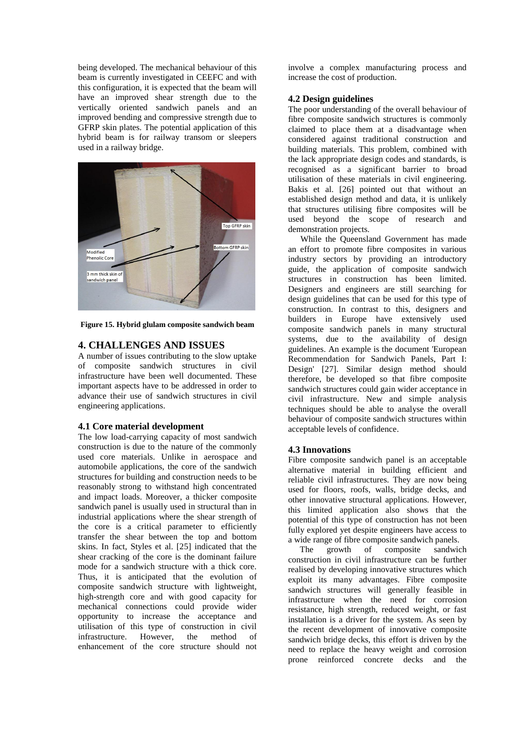being developed. The mechanical behaviour of this beam is currently investigated in CEEFC and with this configuration, it is expected that the beam will have an improved shear strength due to the vertically oriented sandwich panels and an improved bending and compressive strength due to GFRP skin plates. The potential application of this hybrid beam is for railway transom or sleepers used in a railway bridge.

**Figure 15. Hybrid glulam composite sandwich beam**

## 4. CHALLENGES AND ISSUES

A number of issues contributing to the slow uptake of composite sandwich structures in civil infrastructure have been well documented. These important aspects have to be addressed in order to advance their use of sandwich structures in civil engineering applications.

### 4.1 Core material development

The low load-carrying capacity of most sandwich construction is due to the nature of the commonly used core materials. Unlike in aerospace and automobile applications, the core of the sandwich structures for building and construction needs to be reasonably strong to withstand high concentrated and impact loads. Moreover, a thicker composite sandwich panel is usually used in structural than in industrial applications where the shear strength of the core is a critical parameter to efficiently transfer the shear between the top and bottom skins. In fact, Styles et al. [25] indicated that the shear cracking of the core is the dominant failure mode for a sandwich structure with a thick core. Thus, it is anticipated that the evolution of composite sandwich structure with lightweight, high-strength core and with good capacity for mechanical connections could provide wider opportunity to increase the acceptance and utilisation of this type of construction in civil infrastructure. However, the method of enhancement of the core structure should not involve a complex manufacturing process and increase the cost of production.

### 4.2 Design guidelines

The poor understanding of the overall behaviour of fibre composite sandwich structures is commonly claimed to place them at a disadvantage when considered against traditional construction and building materials. This problem, combined with the lack appropriate design codes and standards, is recognised as a significant barrier to broad utilisation of these materials in civil engineering. Bakis et al. [26] pointed out that without an established design method and data, it is unlikely that structures utilising fibre composites will be used beyond the scope of research and demonstration projects.

While the Queensland Government has made an effort to promote fibre composites in various industry sectors by providing an introductory guide, the application of composite sandwich structures in construction has been limited. Designers and engineers are still searching for design guidelines that can be used for this type of construction. In contrast to this, designers and builders in Europe have extensively used composite sandwich panels in many structural systems, due to the availability of design guidelines. An example is the document 'European Recommendation for Sandwich Panels, Part I: Design' [27]. Similar design method should therefore, be developed so that fibre composite sandwich structures could gain wider acceptance in civil infrastructure. New and simple analysis techniques should be able to analyse the overall behaviour of composite sandwich structures within acceptable levels of confidence.

### 4.3 Innovations

Fibre composite sandwich panel is an acceptable alternative material in building efficient and reliable civil infrastructures. They are now being used for floors, roofs, walls, bridge decks, and other innovative structural applications. However, this limited application also shows that the potential of this type of construction has not been fully explored yet despite engineers have access to a wide range of fibre composite sandwich panels.

The growth of composite sandwich construction in civil infrastructure can be further realised by developing innovative structures which exploit its many advantages. Fibre composite sandwich structures will generally feasible in infrastructure when the need for corrosion resistance, high strength, reduced weight, or fast installation is a driver for the system. As seen by the recent development of innovative composite sandwich bridge decks, this effort is driven by the need to replace the heavy weight and corrosion prone reinforced concrete decks and the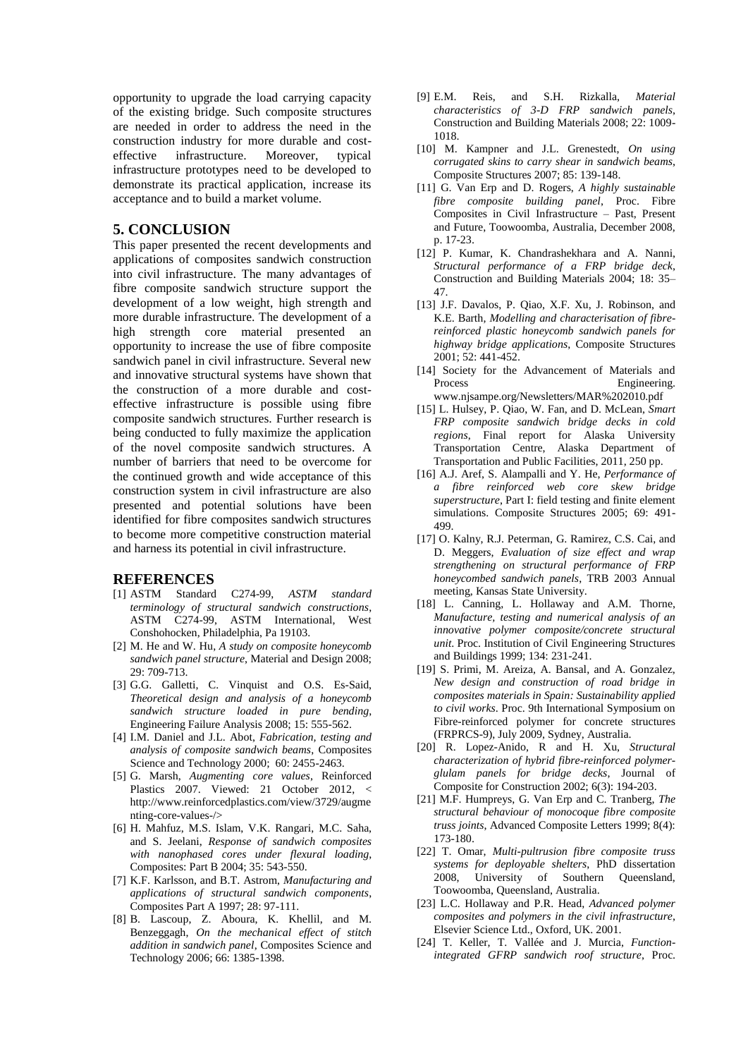opportunity to upgrade the load carrying capacity of the existing bridge. Such composite structures are needed in order to address the need in the construction industry for more durable and cost-effective infrastructure. Moreover, typical infrastructure prototypes need to be developed to demonstrate its practical application, increase its acceptance and to build a market volume.

## 5. CONCLUSION

This paper presented the recent developments and applications of composites sandwich construction into civil infrastructure. The many advantages of fibre composite sandwich structure support the development of a low weight, high strength and more durable infrastructure. The development of a high strength core material presented an opportunity to increase the use of fibre composite sandwich panel in civil infrastructure. Several new and innovative structural systems have shown that the construction of a more durable and cost-effective infrastructure is possible using fibre composite sandwich structures. Further research is being conducted to fully maximize the application of the novel composite sandwich structures. A number of barriers that need to be overcome for the continued growth and wide acceptance of this construction system in civil infrastructure are also presented and potential solutions have been identified for fibre composites sandwich structures to become more competitive construction material and harness its potential in civil infrastructure.

## REFERENCES

[1] ASTM Standard C274-99, *ASTM standard terminology of structural sandwich constructions*, ASTM C274-99, ASTM International, West Conshohocken, Philadelphia, Pa 19103.

[2] M. He and W. Hu, *A study on composite honeycomb sandwich panel structure*, Material and Design 2008; 29: 709-713.

[3] G.G. Galletti, C. Vinquist and O.S. Es-Said, *Theoretical design and analysis of a honeycomb sandwich structure loaded in pure bending*, Engineering Failure Analysis 2008; 15: 555-562.

[4] I.M. Daniel and J.L. Abot, *Fabrication, testing and analysis of composite sandwich beams*, Composites Science and Technology 2000; 60: 2455-2463.

[5] G. Marsh, *Augmenting core values*, Reinforced Plastics 2007. Viewed: 21 October 2012, < http://www.reinforcedplastics.com/view/3729/augmenting-core-values-/>

[6] H. Mahfuz, M.S. Islam, V.K. Rangari, M.C. Saha, and S. Jeelani, *Response of sandwich composites with nanophased cores under flexural loading*, Composites: Part B 2004; 35: 543-550.

[7] K.F. Karlsson, and B.T. Astrom, *Manufacturing and applications of structural sandwich components*, Composites Part A 1997; 28: 97-111.

[8] B. Lascoup, Z. Aboura, K. Khellil, and M. Benzeggagh, *On the mechanical effect of stitch addition in sandwich panel*, Composites Science and Technology 2006; 66: 1385-1398.

[9] E.M. Reis, and S.H. Rizkalla, *Material characteristics of 3-D FRP sandwich panels*, Construction and Building Materials 2008; 22: 1009-1018.

[10] M. Kampner and J.L. Grenestedt, *On using corrugated skins to carry shear in sandwich beams*, Composite Structures 2007; 85: 139-148.

[11] G. Van Erp and D. Rogers, *A highly sustainable fibre composite building panel*, Proc. Fibre Composites in Civil Infrastructure – Past, Present and Future, Toowoomba, Australia, December 2008, p. 17-23.

[12] P. Kumar, K. Chandrashekhara and A. Nanni, *Structural performance of a FRP bridge deck*, Construction and Building Materials 2004; 18: 35–47.

[13] J.F. Davalos, P. Qiao, X.F. Xu, J. Robinson, and K.E. Barth, *Modelling and characterisation of fibre-reinforced plastic honeycomb sandwich panels for highway bridge applications*, Composite Structures 2001; 52: 441-452.

[14] Society for the Advancement of Materials and Process Engineering. www.njsampe.org/Newsletters/MAR%202010.pdf

[15] L. Hulsey, P. Qiao, W. Fan, and D. McLean, *Smart FRP composite sandwich bridge decks in cold regions*, Final report for Alaska University Transportation Centre, Alaska Department of Transportation and Public Facilities, 2011, 250 pp.

[16] A.J. Aref, S. Alampalli and Y. He, *Performance of a fibre reinforced web core skew bridge superstructure*, Part I: field testing and finite element simulations. Composite Structures 2005; 69: 491-499.

[17] O. Kalny, R.J. Peterman, G. Ramirez, C.S. Cai, and D. Meggers, *Evaluation of size effect and wrap strengthening on structural performance of FRP honeycombed sandwich panels*, TRB 2003 Annual meeting, Kansas State University.

[18] L. Canning, L. Hollaway and A.M. Thorne, *Manufacture, testing and numerical analysis of an innovative polymer composite/concrete structural unit*. Proc. Institution of Civil Engineering Structures and Buildings 1999; 134: 231-241.

[19] S. Primi, M. Areiza, A. Bansal, and A. Gonzalez, *New design and construction of road bridge in composites materials in Spain: Sustainability applied to civil works*. Proc. 9th International Symposium on Fibre-reinforced polymer for concrete structures (FRPRCS-9), July 2009, Sydney, Australia.

[20] R. Lopez-Anido, R and H. Xu, *Structural characterization of hybrid fibre-reinforced polymer-glulam panels for bridge decks*, Journal of Composite for Construction 2002; 6(3): 194-203.

[21] M.F. Humpreys, G. Van Erp and C. Tranberg, *The structural behaviour of monocoque fibre composite truss joints*, Advanced Composite Letters 1999; 8(4): 173-180.

[22] T. Omar, *Multi-pultrusion fibre composite truss systems for deployable shelters*, PhD dissertation 2008, University of Southern Queensland, Toowoomba, Queensland, Australia.

[23] L.C. Hollaway and P.R. Head, *Advanced polymer composites and polymers in the civil infrastructure*, Elsevier Science Ltd., Oxford, UK. 2001.

[24] T. Keller, T. Vallée and J. Murcia, *Function-integrated GFRP sandwich roof structure*, Proc.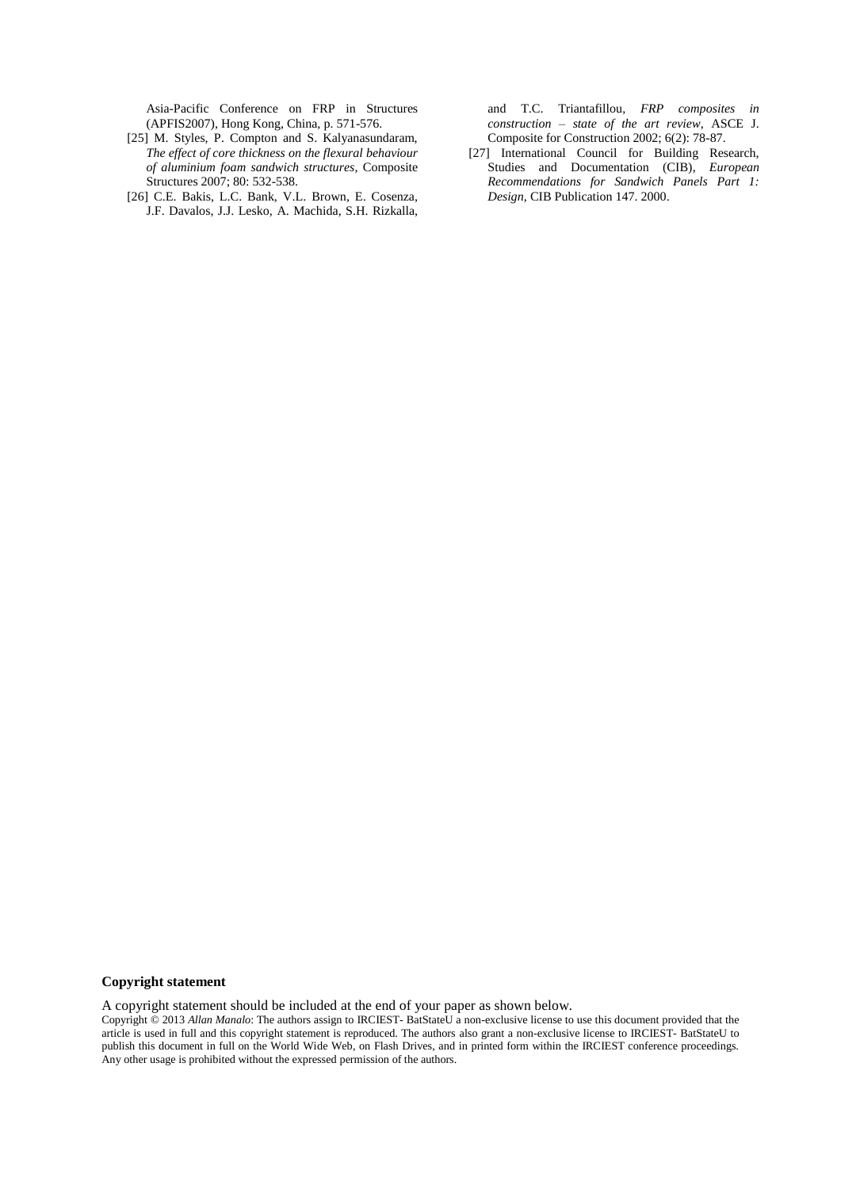Asia-Pacific Conference on FRP in Structures (APFIS2007), Hong Kong, China, p. 571-576.

[25] M. Styles, P. Compton and S. Kalyanasundaram, *The effect of core thickness on the flexural behaviour of aluminium foam sandwich structures*, Composite Structures 2007; 80: 532-538.

[26] C.E. Bakis, L.C. Bank, V.L. Brown, E. Cosenza, J.F. Davalos, J.J. Lesko, A. Machida, S.H. Rizkalla, and T.C. Triantafillou, *FRP composites in construction – state of the art review*, ASCE J. Composite for Construction 2002; 6(2): 78-87.

[27] International Council for Building Research, Studies and Documentation (CIB), *European Recommendations for Sandwich Panels Part 1: Design*, CIB Publication 147. 2000.

**Copyright statement**

A copyright statement should be included at the end of your paper as shown below.

Copyright © 2013 *Allan Manalo*: The authors assign to IRCIEST- BatStateU a non-exclusive license to use this document provided that the article is used in full and this copyright statement is reproduced. The authors also grant a non-exclusive license to IRCIEST- BatStateU to publish this document in full on the World Wide Web, on Flash Drives, and in printed form within the IRCIEST conference proceedings. Any other usage is prohibited without the expressed permission of the authors.